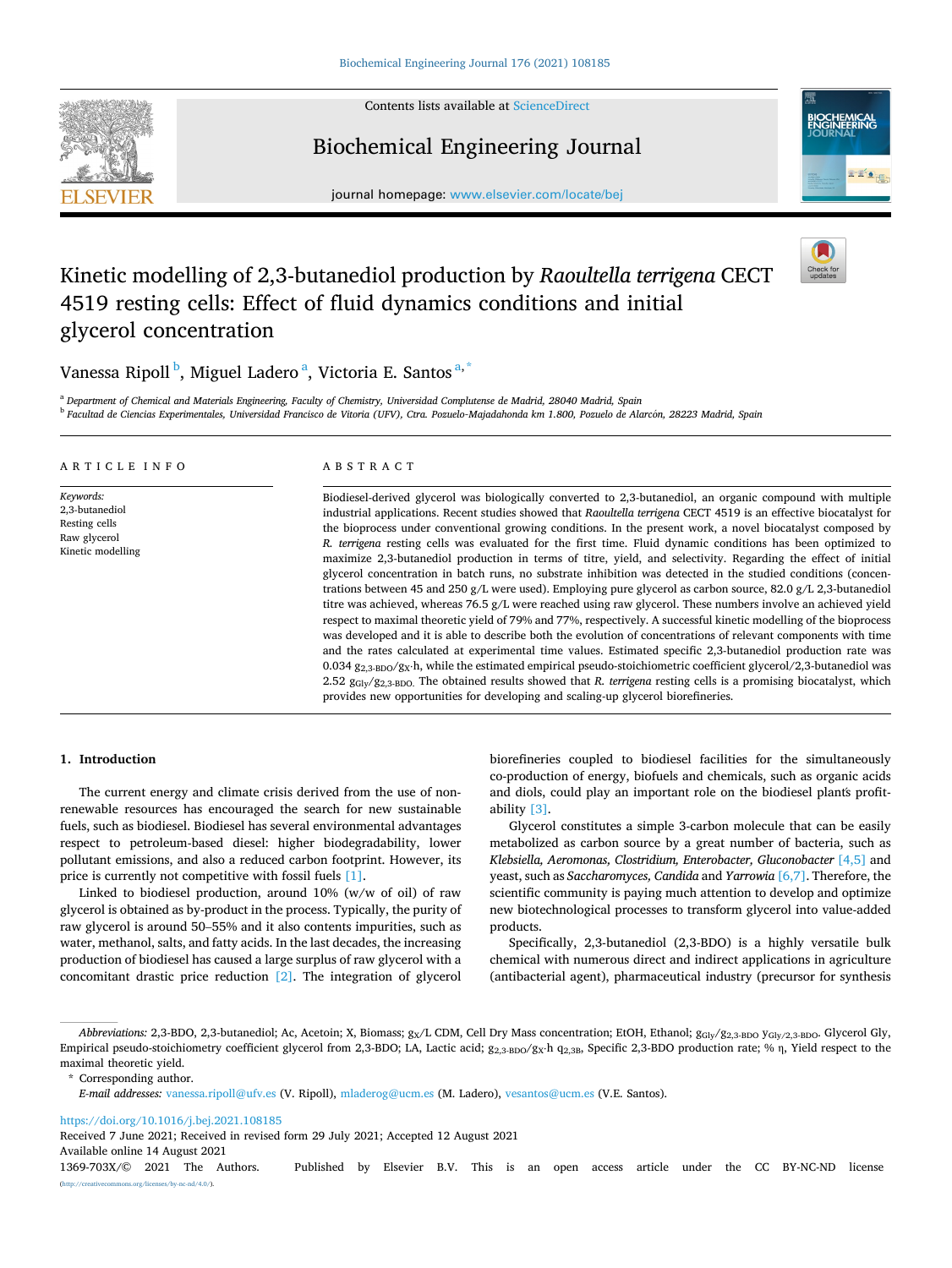# Kinetic modelling of 2,3-butanediol production by *Raoultella terrigena* CECT 4519 resting cells: Effect of fluid dynamics conditions and initial glycerol concentration

Vanessa Ripoll [b], Miguel Ladero [a], Victoria E. Santos [a,*]

[a] Department of Chemical and Materials Engineering, Faculty of Chemistry, Universidad Complutense de Madrid, 28040 Madrid, Spain

[b] Facultad de Ciencias Experimentales, Universidad Francisco de Vitoria (UFV), Ctra. Pozuelo-Majadahonda km 1.800, Pozuelo de Alarcón, 28223 Madrid, Spain

## ARTICLE INFO

*Keywords:*
2,3-butanediol
Resting cells
Raw glycerol
Kinetic modelling

## ABSTRACT

Biodiesel-derived glycerol was biologically converted to 2,3-butanediol, an organic compound with multiple industrial applications. Recent studies showed that *Raoultella terrigena* CECT 4519 is an effective biocatalyst for the bioprocess under conventional growing conditions. In the present work, a novel biocatalyst composed by *R. terrigena* resting cells was evaluated for the first time. Fluid dynamic conditions has been optimized to maximize 2,3-butanediol production in terms of titre, yield, and selectivity. Regarding the effect of initial glycerol concentration in batch runs, no substrate inhibition was detected in the studied conditions (concentrations between 45 and 250 g/L were used). Employing pure glycerol as carbon source, 82.0 g/L 2,3-butanediol titre was achieved, whereas 76.5 g/L were reached using raw glycerol. These numbers involve an achieved yield respect to maximal theoretic yield of 79% and 77%, respectively. A successful kinetic modelling of the bioprocess was developed and it is able to describe both the evolution of concentrations of relevant components with time and the rates calculated at experimental time values. Estimated specific 2,3-butanediol production rate was 0.034 $g_{2,3\text{-BDO}}/g_X{\cdot}h$, while the estimated empirical pseudo-stoichiometric coefficient glycerol/2,3-butanediol was 2.52 $g_{Gly}/g_{2,3\text{-BDO}}$. The obtained results showed that *R. terrigena* resting cells is a promising biocatalyst, which provides new opportunities for developing and scaling-up glycerol biorefineries.

## 1. Introduction

The current energy and climate crisis derived from the use of non-renewable resources has encouraged the search for new sustainable fuels, such as biodiesel. Biodiesel has several environmental advantages respect to petroleum-based diesel: higher biodegradability, lower pollutant emissions, and also a reduced carbon footprint. However, its price is currently not competitive with fossil fuels [1].

Linked to biodiesel production, around 10% (w/w of oil) of raw glycerol is obtained as by-product in the process. Typically, the purity of raw glycerol is around 50–55% and it also contains impurities, such as water, methanol, salts, and fatty acids. In the last decades, the increasing production of biodiesel has caused a large surplus of raw glycerol with a concomitant drastic price reduction [2]. The integration of glycerol biorefineries coupled to biodiesel facilities for the simultaneously co-production of energy, biofuels and chemicals, such as organic acids and diols, could play an important role on the biodiesel plant́s profitability [3].

Glycerol constitutes a simple 3-carbon molecule that can be easily metabolized as carbon source by a great number of bacteria, such as *Klebsiella, Aeromonas, Clostridium, Enterobacter, Gluconobacter* [4,5] and yeast, such as *Saccharomyces, Candida* and *Yarrowia* [6,7]. Therefore, the scientific community is paying much attention to develop and optimize new biotechnological processes to transform glycerol into value-added products.

Specifically, 2,3-butanediol (2,3-BDO) is a highly versatile bulk chemical with numerous direct and indirect applications in agriculture (antibacterial agent), pharmaceutical industry (precursor for synthesis

*Abbreviations:* 2,3-BDO, 2,3-butanediol; Ac, Acetoin; X, Biomass; $g_X$/L CDM, Cell Dry Mass concentration; EtOH, Ethanol; $g_{Gly}/g_{2,3\text{-BDO}}$ $y_{Gly/2,3\text{-BDO}}$. Glycerol Gly, Empirical pseudo-stoichiometry coefficient glycerol from 2,3-BDO; LA, Lactic acid; $g_{2,3\text{-BDO}}/g_X{\cdot}h$ $q_{2,3B}$, Specific 2,3-BDO production rate; % η, Yield respect to the maximal theoretic yield.

\* Corresponding author.

*E-mail addresses:* vanessa.ripoll@ufv.es (V. Ripoll), mladerog@ucm.es (M. Ladero), vesantos@ucm.es (V.E. Santos).

https://doi.org/10.1016/j.bej.2021.108185
Received 7 June 2021; Received in revised form 29 July 2021; Accepted 12 August 2021
Available online 14 August 2021
1369-703X/© 2021 The Authors. Published by Elsevier B.V. This is an open access article under the CC BY-NC-ND license (http://creativecommons.org/licenses/by-nc-nd/4.0/).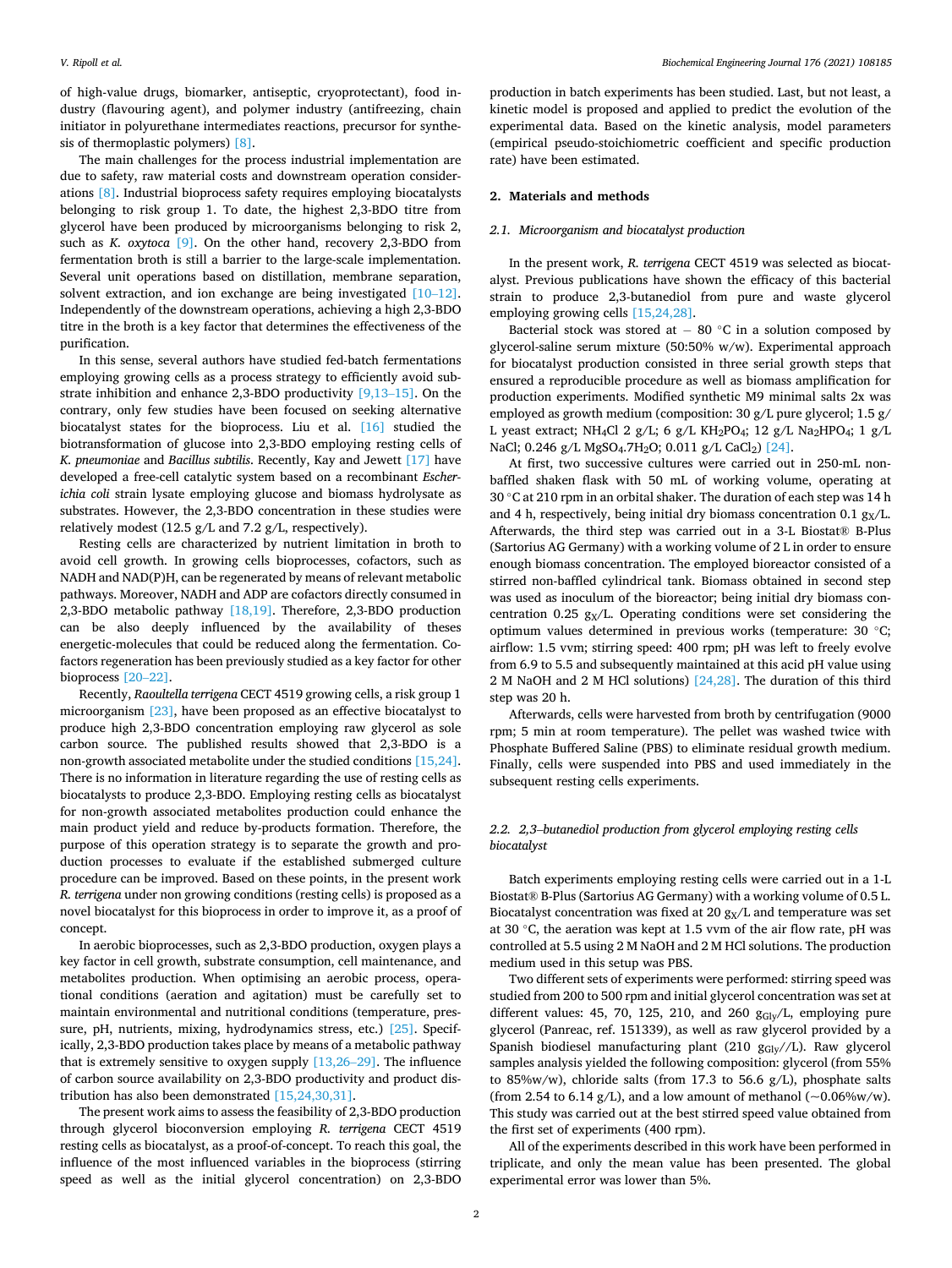of high-value drugs, biomarker, antiseptic, cryoprotectant), food industry (flavouring agent), and polymer industry (antifreezing, chain initiator in polyurethane intermediates reactions, precursor for synthesis of thermoplastic polymers) [8].

The main challenges for the process industrial implementation are due to safety, raw material costs and downstream operation considerations [8]. Industrial bioprocess safety requires employing biocatalysts belonging to risk group 1. To date, the highest 2,3-BDO titre from glycerol have been produced by microorganisms belonging to risk 2, such as *K. oxytoca* [9]. On the other hand, recovery 2,3-BDO from fermentation broth is still a barrier to the large-scale implementation. Several unit operations based on distillation, membrane separation, solvent extraction, and ion exchange are being investigated [10–12]. Independently of the downstream operations, achieving a high 2,3-BDO titre in the broth is a key factor that determines the effectiveness of the purification.

In this sense, several authors have studied fed-batch fermentations employing growing cells as a process strategy to efficiently avoid substrate inhibition and enhance 2,3-BDO productivity [9,13–15]. On the contrary, only few studies have been focused on seeking alternative biocatalyst states for the bioprocess. Liu et al. [16] studied the biotransformation of glucose into 2,3-BDO employing resting cells of *K. pneumoniae* and *Bacillus subtilis*. Recently, Kay and Jewett [17] have developed a free-cell catalytic system based on a recombinant *Escherichia coli* strain lysate employing glucose and biomass hydrolysate as substrates. However, the 2,3-BDO concentration in these studies were relatively modest (12.5 g/L and 7.2 g/L, respectively).

Resting cells are characterized by nutrient limitation in broth to avoid cell growth. In growing cells bioprocesses, cofactors, such as NADH and NAD(P)H, can be regenerated by means of relevant metabolic pathways. Moreover, NADH and ADP are cofactors directly consumed in 2,3-BDO metabolic pathway [18,19]. Therefore, 2,3-BDO production can be also deeply influenced by the availability of theses energetic-molecules that could be reduced along the fermentation. Cofactors regeneration has been previously studied as a key factor for other bioprocess [20–22].

Recently, *Raoultella terrigena* CECT 4519 growing cells, a risk group 1 microorganism [23], have been proposed as an effective biocatalyst to produce high 2,3-BDO concentration employing raw glycerol as sole carbon source. The published results showed that 2,3-BDO is a non-growth associated metabolite under the studied conditions [15,24]. There is no information in literature regarding the use of resting cells as biocatalysts to produce 2,3-BDO. Employing resting cells as biocatalyst for non-growth associated metabolites production could enhance the main product yield and reduce by-products formation. Therefore, the purpose of this operation strategy is to separate the growth and production processes to evaluate if the established submerged culture procedure can be improved. Based on these points, in the present work *R. terrigena* under non growing conditions (resting cells) is proposed as a novel biocatalyst for this bioprocess in order to improve it, as a proof of concept.

In aerobic bioprocesses, such as 2,3-BDO production, oxygen plays a key factor in cell growth, substrate consumption, cell maintenance, and metabolites production. When optimising an aerobic process, operational conditions (aeration and agitation) must be carefully set to maintain environmental and nutritional conditions (temperature, pressure, pH, nutrients, mixing, hydrodynamics stress, etc.) [25]. Specifically, 2,3-BDO production takes place by means of a metabolic pathway that is extremely sensitive to oxygen supply [13,26–29]. The influence of carbon source availability on 2,3-BDO productivity and product distribution has also been demonstrated [15,24,30,31].

The present work aims to assess the feasibility of 2,3-BDO production through glycerol bioconversion employing *R. terrigena* CECT 4519 resting cells as biocatalyst, as a proof-of-concept. To reach this goal, the influence of the most influenced variables in the bioprocess (stirring speed as well as the initial glycerol concentration) on 2,3-BDO production in batch experiments has been studied. Last, but not least, a kinetic model is proposed and applied to predict the evolution of the experimental data. Based on the kinetic analysis, model parameters (empirical pseudo-stoichiometric coefficient and specific production rate) have been estimated.

## 2. Materials and methods

### 2.1. Microorganism and biocatalyst production

In the present work, *R. terrigena* CECT 4519 was selected as biocatalyst. Previous publications have shown the efficacy of this bacterial strain to produce 2,3-butanediol from pure and waste glycerol employing growing cells [15,24,28].

Bacterial stock was stored at − 80 °C in a solution composed by glycerol-saline serum mixture (50:50% w/w). Experimental approach for biocatalyst production consisted in three serial growth steps that ensured a reproducible procedure as well as biomass amplification for production experiments. Modified synthetic M9 minimal salts 2x was employed as growth medium (composition: 30 g/L pure glycerol; 1.5 g/L yeast extract; $NH_4Cl$ 2 g/L; 6 g/L $KH_2PO_4$; 12 g/L $Na_2HPO_4$; 1 g/L NaCl; 0.246 g/L $MgSO_4.7H_2O$; 0.011 g/L $CaCl_2$) [24].

At first, two successive cultures were carried out in 250-mL non-baffled shaken flask with 50 mL of working volume, operating at 30 °C at 210 rpm in an orbital shaker. The duration of each step was 14 h and 4 h, respectively, being initial dry biomass concentration 0.1 $g_X$/L. Afterwards, the third step was carried out in a 3-L Biostat® B-Plus (Sartorius AG Germany) with a working volume of 2 L in order to ensure enough biomass concentration. The employed bioreactor consisted of a stirred non-baffled cylindrical tank. Biomass obtained in second step was used as inoculum of the bioreactor; being initial dry biomass concentration 0.25 $g_X$/L. Operating conditions were set considering the optimum values determined in previous works (temperature: 30 °C; airflow: 1.5 vvm; stirring speed: 400 rpm; pH was left to freely evolve from 6.9 to 5.5 and subsequently maintained at this acid pH value using 2 M NaOH and 2 M HCl solutions) [24,28]. The duration of this third step was 20 h.

Afterwards, cells were harvested from broth by centrifugation (9000 rpm; 5 min at room temperature). The pellet was washed twice with Phosphate Buffered Saline (PBS) to eliminate residual growth medium. Finally, cells were suspended into PBS and used immediately in the subsequent resting cells experiments.

### 2.2. 2,3–butanediol production from glycerol employing resting cells biocatalyst

Batch experiments employing resting cells were carried out in a 1-L Biostat® B-Plus (Sartorius AG Germany) with a working volume of 0.5 L. Biocatalyst concentration was fixed at 20 $g_X$/L and temperature was set at 30 °C, the aeration was kept at 1.5 vvm of the air flow rate, pH was controlled at 5.5 using 2 M NaOH and 2 M HCl solutions. The production medium used in this setup was PBS.

Two different sets of experiments were performed: stirring speed was studied from 200 to 500 rpm and initial glycerol concentration was set at different values: 45, 70, 125, 210, and 260 $g_{Gly}$/L, employing pure glycerol (Panreac, ref. 151339), as well as raw glycerol provided by a Spanish biodiesel manufacturing plant (210 $g_{Gly}$//L). Raw glycerol samples analysis yielded the following composition: glycerol (from 55% to 85%w/w), chloride salts (from 17.3 to 56.6 g/L), phosphate salts (from 2.54 to 6.14 g/L), and a low amount of methanol (~0.06%w/w). This study was carried out at the best stirred speed value obtained from the first set of experiments (400 rpm).

All of the experiments described in this work have been performed in triplicate, and only the mean value has been presented. The global experimental error was lower than 5%.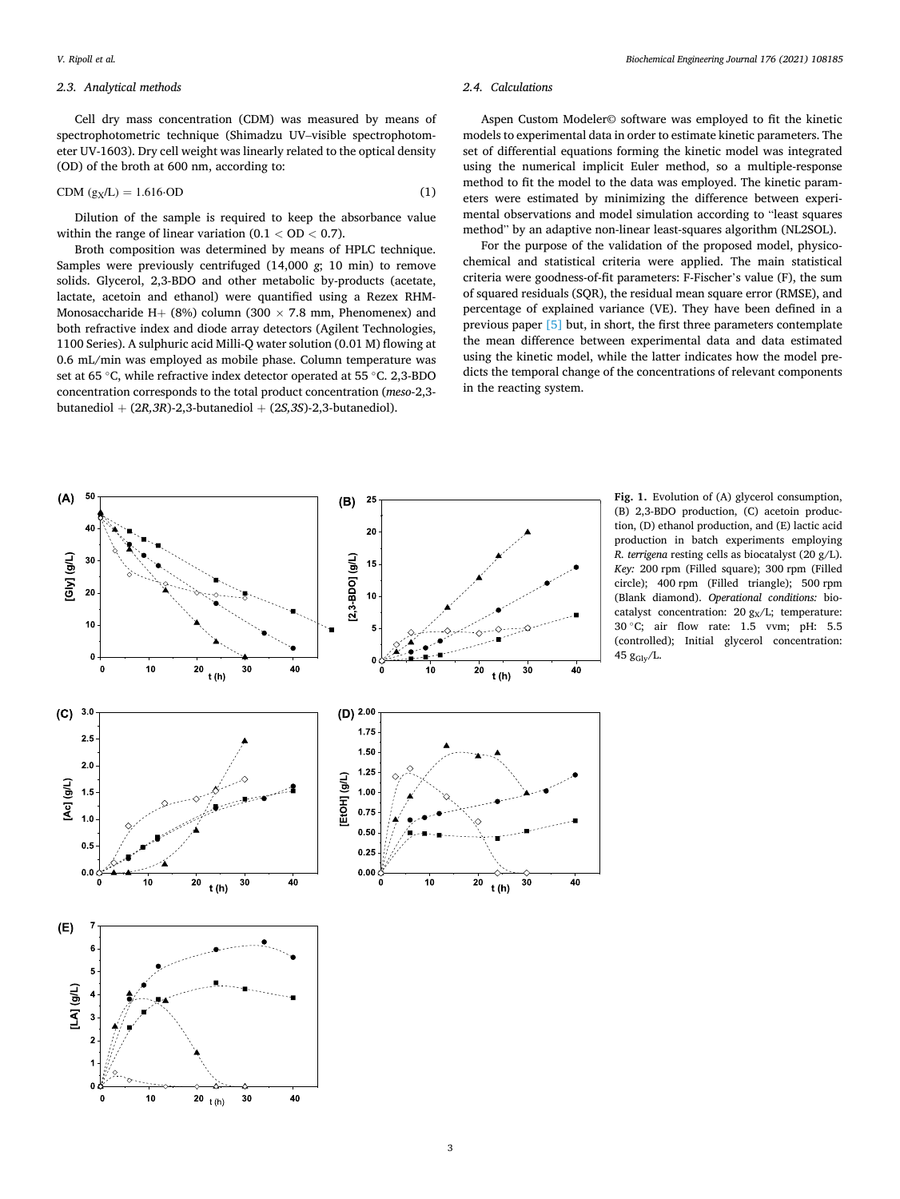### 2.3. Analytical methods

Cell dry mass concentration (CDM) was measured by means of spectrophotometric technique (Shimadzu UV–visible spectrophotometer UV-1603). Dry cell weight was linearly related to the optical density (OD) of the broth at 600 nm, according to:

$$\text{CDM } (g_X/L) = 1.616 \cdot \text{OD} \tag{1}$$

Dilution of the sample is required to keep the absorbance value within the range of linear variation ($0.1 < \text{OD} < 0.7$).

Broth composition was determined by means of HPLC technique. Samples were previously centrifuged (14,000 *g*; 10 min) to remove solids. Glycerol, 2,3-BDO and other metabolic by-products (acetate, lactate, acetoin and ethanol) were quantified using a Rezex RHM-Monosaccharide H+ (8%) column (300 × 7.8 mm, Phenomenex) and both refractive index and diode array detectors (Agilent Technologies, 1100 Series). A sulphuric acid Milli-Q water solution (0.01 M) flowing at 0.6 mL/min was employed as mobile phase. Column temperature was set at 65 °C, while refractive index detector operated at 55 °C. 2,3-BDO concentration corresponds to the total product concentration (*meso*-2,3-butanediol + (*2R,3R*)-2,3-butanediol + (*2S,3S*)-2,3-butanediol).

### 2.4. Calculations

Aspen Custom Modeler© software was employed to fit the kinetic models to experimental data in order to estimate kinetic parameters. The set of differential equations forming the kinetic model was integrated using the numerical implicit Euler method, so a multiple-response method to fit the model to the data was employed. The kinetic parameters were estimated by minimizing the difference between experimental observations and model simulation according to "least squares method" by an adaptive non-linear least-squares algorithm (NL2SOL).

For the purpose of the validation of the proposed model, physicochemical and statistical criteria were applied. The main statistical criteria were goodness-of-fit parameters: F-Fischer's value (F), the sum of squared residuals (SQR), the residual mean square error (RMSE), and percentage of explained variance (VE). They have been defined in a previous paper [5] but, in short, the first three parameters contemplate the mean difference between experimental data and data estimated using the kinetic model, while the latter indicates how the model predicts the temporal change of the concentrations of relevant components in the reacting system.

**Fig. 1.** Evolution of (A) glycerol consumption, (B) 2,3-BDO production, (C) acetoin production, (D) ethanol production, and (E) lactic acid production in batch experiments employing *R. terrigena* resting cells as biocatalyst (20 g/L). *Key:* 200 rpm (Filled square); 300 rpm (Filled circle); 400 rpm (Filled triangle); 500 rpm (Blank diamond). *Operational conditions:* biocatalyst concentration: 20 $g_X$/L; temperature: 30 °C; air flow rate: 1.5 vvm; pH: 5.5 (controlled); Initial glycerol concentration: 45 $g_{Gly}$/L.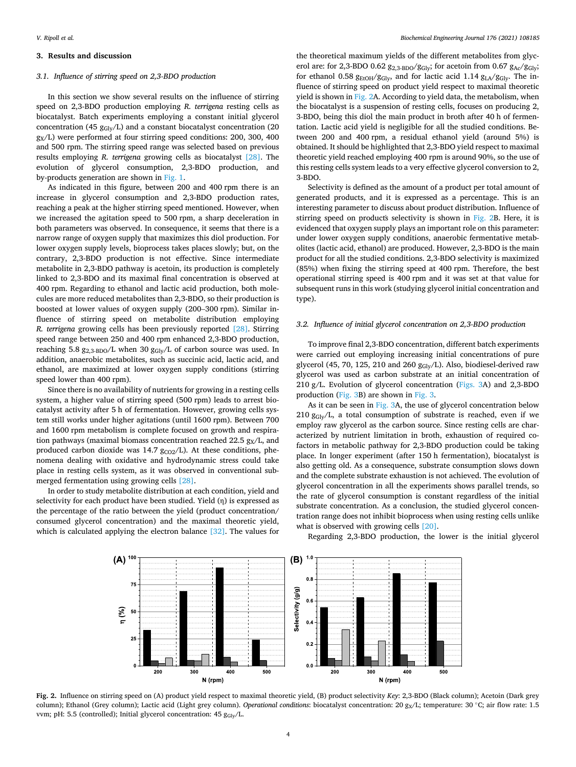## 3. Results and discussion

### 3.1. Influence of stirring speed on 2,3-BDO production

In this section we show several results on the influence of stirring speed on 2,3-BDO production employing *R. terrigena* resting cells as biocatalyst. Batch experiments employing a constant initial glycerol concentration (45 $g_{Gly}/L$) and a constant biocatalyst concentration (20 $g_X/L$) were performed at four stirring speed conditions: 200, 300, 400 and 500 rpm. The stirring speed range was selected based on previous results employing *R. terrigena* growing cells as biocatalyst [28]. The evolution of glycerol consumption, 2,3-BDO production, and by-products generation are shown in Fig. 1.

As indicated in this figure, between 200 and 400 rpm there is an increase in glycerol consumption and 2,3-BDO production rates, reaching a peak at the higher stirring speed mentioned. However, when we increased the agitation speed to 500 rpm, a sharp deceleration in both parameters was observed. In consequence, it seems that there is a narrow range of oxygen supply that maximizes this diol production. For lower oxygen supply levels, bioprocess takes places slowly; but, on the contrary, 2,3-BDO production is not effective. Since intermediate metabolite in 2,3-BDO pathway is acetoin, its production is completely linked to 2,3-BDO and its maximal final concentration is observed at 400 rpm. Regarding to ethanol and lactic acid production, both molecules are more reduced metabolites than 2,3-BDO, so their production is boosted at lower values of oxygen supply (200–300 rpm). Similar influence of stirring speed on metabolite distribution employing *R. terrigena* growing cells has been previously reported [28]. Stirring speed range between 250 and 400 rpm enhanced 2,3-BDO production, reaching 5.8 $g_{2,3\text{-}BDO}/L$ when 30 $g_{Gly}/L$ of carbon source was used. In addition, anaerobic metabolites, such as succinic acid, lactic acid, and ethanol, are maximized at lower oxygen supply conditions (stirring speed lower than 400 rpm).

Since there is no availability of nutrients for growing in a resting cells system, a higher value of stirring speed (500 rpm) leads to arrest biocatalyst activity after 5 h of fermentation. However, growing cells system still works under higher agitations (until 1600 rpm). Between 700 and 1600 rpm metabolism is complete focused on growth and respiration pathways (maximal biomass concentration reached 22.5 $g_X/L$, and produced carbon dioxide was 14.7 $g_{CO2}/L$). At these conditions, phenomena dealing with oxidative and hydrodynamic stress could take place in resting cells system, as it was observed in conventional submerged fermentation using growing cells [28].

In order to study metabolite distribution at each condition, yield and selectivity for each product have been studied. Yield (η) is expressed as the percentage of the ratio between the yield (product concentration/consumed glycerol concentration) and the maximal theoretic yield, which is calculated applying the electron balance [32]. The values for the theoretical maximum yields of the different metabolites from glycerol are: for 2,3-BDO 0.62 $g_{2,3\text{-}BDO}/g_{Gly}$; for acetoin from 0.67 $g_{Ac}/g_{Gly}$; for ethanol 0.58 $g_{EtOH}/g_{Gly}$, and for lactic acid 1.14 $g_{LA}/g_{Gly}$. The influence of stirring speed on product yield respect to maximal theoretic yield is shown in Fig. 2A. According to yield data, the metabolism, when the biocatalyst is a suspension of resting cells, focuses on producing 2,3-BDO, being this diol the main product in broth after 40 h of fermentation. Lactic acid yield is negligible for all the studied conditions. Between 200 and 400 rpm, a residual ethanol yield (around 5%) is obtained. It should be highlighted that 2,3-BDO yield respect to maximal theoretic yield reached employing 400 rpm is around 90%, so the use of this resting cells system leads to a very effective glycerol conversion to 2,3-BDO.

Selectivity is defined as the amount of a product per total amount of generated products, and it is expressed as a percentage. This is an interesting parameter to discuss about product distribution. Influence of stirring speed on product́s selectivity is shown in Fig. 2B. Here, it is evidenced that oxygen supply plays an important role on this parameter: under lower oxygen supply conditions, anaerobic fermentative metabolites (lactic acid, ethanol) are produced. However, 2,3-BDO is the main product for all the studied conditions. 2,3-BDO selectivity is maximized (85%) when fixing the stirring speed at 400 rpm. Therefore, the best operational stirring speed is 400 rpm and it was set at that value for subsequent runs in this work (studying glycerol initial concentration and type).

### 3.2. Influence of initial glycerol concentration on 2,3-BDO production

To improve final 2,3-BDO concentration, different batch experiments were carried out employing increasing initial concentrations of pure glycerol (45, 70, 125, 210 and 260 $g_{Gly}/L$). Also, biodiesel-derived raw glycerol was used as carbon substrate at an initial concentration of 210 g/L. Evolution of glycerol concentration (Figs. 3A) and 2,3-BDO production (Fig. 3B) are shown in Fig. 3.

As it can be seen in Fig. 3A, the use of glycerol concentration below 210 $g_{Gly}/L$, a total consumption of substrate is reached, even if we employ raw glycerol as the carbon source. Since resting cells are characterized by nutrient limitation in broth, exhaustion of required cofactors in metabolic pathway for 2,3-BDO production could be taking place. In longer experiment (after 150 h fermentation), biocatalyst is also getting old. As a consequence, substrate consumption slows down and the complete substrate exhaustion is not achieved. The evolution of glycerol concentration in all the experiments shows parallel trends, so the rate of glycerol consumption is constant regardless of the initial substrate concentration. As a conclusion, the studied glycerol concentration range does not inhibit bioprocess when using resting cells unlike what is observed with growing cells [20].

Regarding 2,3-BDO production, the lower is the initial glycerol

**Fig. 2.** Influence on stirring speed on (A) product yield respect to maximal theoretic yield, (B) product selectivity *Key*: 2,3-BDO (Black column); Acetoin (Dark grey column); Ethanol (Grey column); Lactic acid (Light grey column). *Operational conditions*: biocatalyst concentration: 20 $g_X/L$; temperature: 30 °C; air flow rate: 1.5 vvm; pH: 5.5 (controlled); Initial glycerol concentration: 45 $g_{Gly}/L$.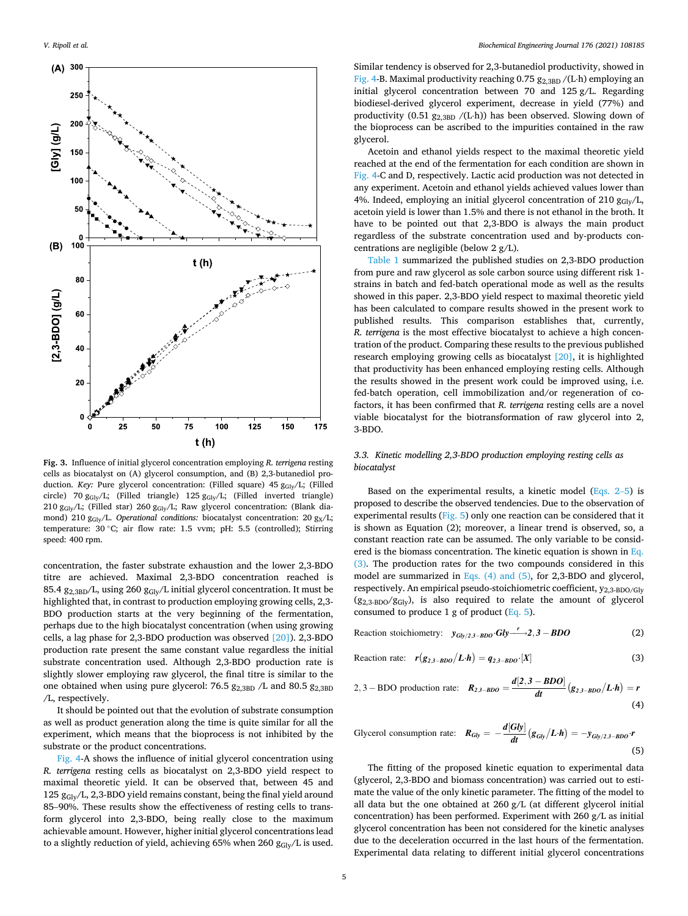**Fig. 3.** Influence of initial glycerol concentration employing *R. terrigena* resting cells as biocatalyst on (A) glycerol consumption, and (B) 2,3-butanediol production. *Key:* Pure glycerol concentration: (Filled square) 45 $g_{Gly}$/L; (Filled circle) 70 $g_{Gly}$/L; (Filled triangle) 125 $g_{Gly}$/L; (Filled inverted triangle) 210 $g_{Gly}$/L; (Filled star) 260 $g_{Gly}$/L; Raw glycerol concentration: (Blank diamond) 210 $g_{Gly}$/L. *Operational conditions:* biocatalyst concentration: 20 $g_X$/L; temperature: 30 °C; air flow rate: 1.5 vvm; pH: 5.5 (controlled); Stirring speed: 400 rpm.

concentration, the faster substrate exhaustion and the lower 2,3-BDO titre are achieved. Maximal 2,3-BDO concentration reached is 85.4 $g_{2,3BD}$/L, using 260 $g_{Gly}$/L initial glycerol concentration. It must be highlighted that, in contrast to production employing growing cells, 2,3-BDO production starts at the very beginning of the fermentation, perhaps due to the high biocatalyst concentration (when using growing cells, a lag phase for 2,3-BDO production was observed [20]). 2,3-BDO production rate present the same constant value regardless the initial substrate concentration used. Although 2,3-BDO production rate is slightly slower employing raw glycerol, the final titre is similar to the one obtained when using pure glycerol: 76.5 $g_{2,3BD}$ /L and 80.5 $g_{2,3BD}$ /L, respectively.

It should be pointed out that the evolution of substrate consumption as well as product generation along the time is quite similar for all the experiment, which means that the bioprocess is not inhibited by the substrate or the product concentrations.

Fig. 4-A shows the influence of initial glycerol concentration using *R. terrigena* resting cells as biocatalyst on 2,3-BDO yield respect to maximal theoretic yield. It can be observed that, between 45 and 125 $g_{Gly}$/L, 2,3-BDO yield remains constant, being the final yield around 85–90%. These results show the effectiveness of resting cells to transform glycerol into 2,3-BDO, being really close to the maximum achievable amount. However, higher initial glycerol concentrations lead to a slightly reduction of yield, achieving 65% when 260 $g_{Gly}$/L is used.

Similar tendency is observed for 2,3-butanediol productivity, showed in Fig. 4-B. Maximal productivity reaching 0.75 $g_{2,3BD}$ /(L·h) employing an initial glycerol concentration between 70 and 125 g/L. Regarding biodiesel-derived glycerol experiment, decrease in yield (77%) and productivity (0.51 $g_{2,3BD}$ /(L·h)) has been observed. Slowing down of the bioprocess can be ascribed to the impurities contained in the raw glycerol.

Acetoin and ethanol yields respect to the maximal theoretic yield reached at the end of the fermentation for each condition are shown in Fig. 4-C and D, respectively. Lactic acid production was not detected in any experiment. Acetoin and ethanol yields achieved values lower than 4%. Indeed, employing an initial glycerol concentration of 210 $g_{Gly}$/L, acetoin yield is lower than 1.5% and there is not ethanol in the broth. It have to be pointed out that 2,3-BDO is always the main product regardless of the substrate concentration used and by-products concentrations are negligible (below 2 g/L).

Table 1 summarized the published studies on 2,3-BDO production from pure and raw glycerol as sole carbon source using different risk 1-strains in batch and fed-batch operational mode as well as the results showed in this paper. 2,3-BDO yield respect to maximal theoretic yield has been calculated to compare results showed in the present work to published results. This comparison establishes that, currently, *R. terrigena* is the most effective biocatalyst to achieve a high concentration of the product. Comparing these results to the previous published research employing growing cells as biocatalyst [20], it is highlighted that productivity has been enhanced employing resting cells. Although the results showed in the present work could be improved using, i.e. fed-batch operation, cell immobilization and/or regeneration of co-factors, it has been confirmed that *R. terrigena* resting cells are a novel viable biocatalyst for the biotransformation of raw glycerol into 2, 3-BDO.

### 3.3. Kinetic modelling 2,3-BDO production employing resting cells as biocatalyst

Based on the experimental results, a kinetic model (Eqs. 2–5) is proposed to describe the observed tendencies. Due to the observation of experimental results (Fig. 5) only one reaction can be considered that it is shown as Equation (2); moreover, a linear trend is observed, so, a constant reaction rate can be assumed. The only variable to be considered is the biomass concentration. The kinetic equation is shown in Eq. (3). The production rates for the two compounds considered in this model are summarized in Eqs. (4) and (5), for 2,3-BDO and glycerol, respectively. An empirical pseudo-stoichiometric coefficient, $y_{2,3\text{-BDO/Gly}}$ ($g_{2,3\text{-BDO}}/g_{Gly}$), is also required to relate the amount of glycerol consumed to produce 1 g of product (Eq. 5).

$$\text{Reaction stoichiometry:} \quad y_{Gly/2,3-BDO} \cdot Gly \xrightarrow{r} 2,3-BDO \tag{2}$$

$$\text{Reaction rate:} \quad r\left(g_{2,3-BDO}/L \cdot h\right) = q_{2,3-BDO} \cdot [X] \tag{3}$$

$$2,3-\text{BDO production rate:} \quad R_{2,3-BDO} = \frac{d[2,3-BDO]}{dt}\left(g_{2,3-BDO}/L \cdot h\right) = r \tag{4}$$

$$\text{Glycerol consumption rate:} \quad R_{Gly} = -\frac{d[Gly]}{dt}\left(g_{Gly}/L \cdot h\right) = -y_{Gly/2,3-BDO} \cdot r \tag{5}$$

The fitting of the proposed kinetic equation to experimental data (glycerol, 2,3-BDO and biomass concentration) was carried out to estimate the value of the only kinetic parameter. The fitting of the model to all data but the one obtained at 260 g/L (at different glycerol initial concentration) has been performed. Experiment with 260 g/L as initial glycerol concentration has not been considered for the kinetic analyses due to the deceleration occurred in the last hours of the fermentation. Experimental data relating to different initial glycerol concentrations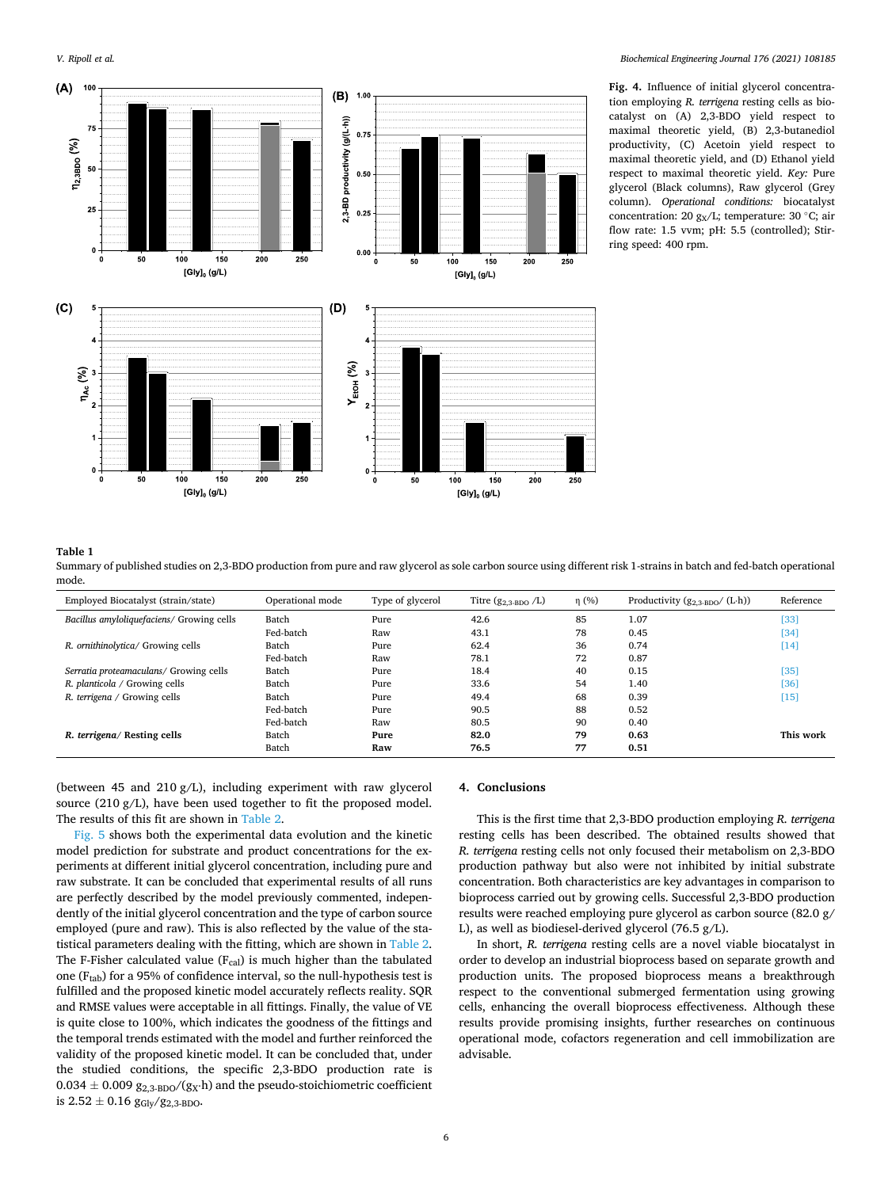**Fig. 4.** Influence of initial glycerol concentration employing *R. terrigena* resting cells as biocatalyst on (A) 2,3-BDO yield respect to maximal theoretic yield, (B) 2,3-butanediol productivity, (C) Acetoin yield respect to maximal theoretic yield, and (D) Ethanol yield respect to maximal theoretic yield. *Key:* Pure glycerol (Black columns), Raw glycerol (Grey column). *Operational conditions:* biocatalyst concentration: 20 $g_X$/L; temperature: 30 °C; air flow rate: 1.5 vvm; pH: 5.5 (controlled); Stirring speed: 400 rpm.

**Table 1**
Summary of published studies on 2,3-BDO production from pure and raw glycerol as sole carbon source using different risk 1-strains in batch and fed-batch operational mode.

| Employed Biocatalyst (strain/state) | Operational mode | Type of glycerol | Titre ($g_{2,3\text{-BDO}}$ /L) | η (%) | Productivity ($g_{2,3\text{-BDO}}$/ (L·h)) | Reference |
|---|---|---|---|---|---|---|
| *Bacillus amyloliquefaciens*/ Growing cells | Batch | Pure | 42.6 | 85 | 1.07 | [33] |
| | Fed-batch | Raw | 43.1 | 78 | 0.45 | [34] |
| *R. ornithinolytica*/ Growing cells | Batch | Pure | 62.4 | 36 | 0.74 | [14] |
| | Fed-batch | Raw | 78.1 | 72 | 0.87 | |
| *Serratia proteamaculans*/ Growing cells | Batch | Pure | 18.4 | 40 | 0.15 | [35] |
| *R. planticola* / Growing cells | Batch | Pure | 33.6 | 54 | 1.40 | [36] |
| *R. terrigena* / Growing cells | Batch | Pure | 49.4 | 68 | 0.39 | [15] |
| | Fed-batch | Pure | 90.5 | 88 | 0.52 | |
| | Fed-batch | Raw | 80.5 | 90 | 0.40 | |
| ***R. terrigena*/ Resting cells** | Batch | **Pure** | **82.0** | **79** | **0.63** | **This work** |
| | Batch | **Raw** | **76.5** | **77** | **0.51** | |

(between 45 and 210 g/L), including experiment with raw glycerol source (210 g/L), have been used together to fit the proposed model. The results of this fit are shown in Table 2.

Fig. 5 shows both the experimental data evolution and the kinetic model prediction for substrate and product concentrations for the experiments at different initial glycerol concentration, including pure and raw substrate. It can be concluded that experimental results of all runs are perfectly described by the model previously commented, independently of the initial glycerol concentration and the type of carbon source employed (pure and raw). This is also reflected by the value of the statistical parameters dealing with the fitting, which are shown in Table 2. The F-Fisher calculated value ($F_{cal}$) is much higher than the tabulated one ($F_{tab}$) for a 95% of confidence interval, so the null-hypothesis test is fulfilled and the proposed kinetic model accurately reflects reality. SQR and RMSE values were acceptable in all fittings. Finally, the value of VE is quite close to 100%, which indicates the goodness of the fittings and the temporal trends estimated with the model and further reinforced the validity of the proposed kinetic model. It can be concluded that, under the studied conditions, the specific 2,3-BDO production rate is $0.034 \pm 0.009$ $g_{2,3\text{-BDO}}/(g_X{\cdot}h)$ and the pseudo-stoichiometric coefficient is $2.52 \pm 0.16$ $g_{Gly}/g_{2,3\text{-BDO}}$.

## 4. Conclusions

This is the first time that 2,3-BDO production employing *R. terrigena* resting cells has been described. The obtained results showed that *R. terrigena* resting cells not only focused their metabolism on 2,3-BDO production pathway but also were not inhibited by initial substrate concentration. Both characteristics are key advantages in comparison to bioprocess carried out by growing cells. Successful 2,3-BDO production results were reached employing pure glycerol as carbon source (82.0 g/L), as well as biodiesel-derived glycerol (76.5 g/L).

In short, *R. terrigena* resting cells are a novel viable biocatalyst in order to develop an industrial bioprocess based on separate growth and production units. The proposed bioprocess means a breakthrough respect to the conventional submerged fermentation using growing cells, enhancing the overall bioprocess effectiveness. Although these results provide promising insights, further researches on continuous operational mode, cofactors regeneration and cell immobilization are advisable.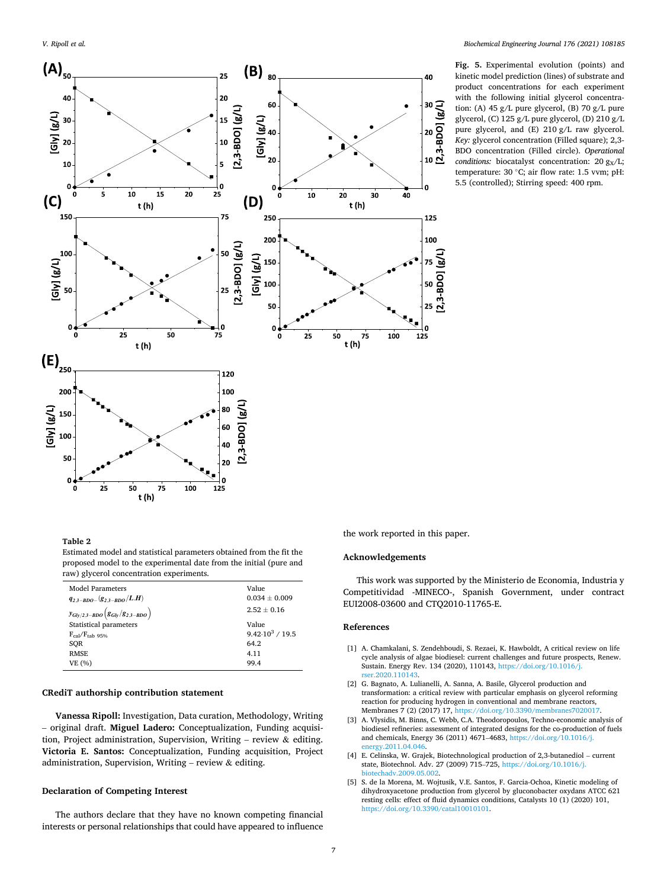**Fig. 5.** Experimental evolution (points) and kinetic model prediction (lines) of substrate and product concentrations for each experiment with the following initial glycerol concentration: (A) 45 g/L pure glycerol, (B) 70 g/L pure glycerol, (C) 125 g/L pure glycerol, (D) 210 g/L pure glycerol, and (E) 210 g/L raw glycerol. *Key:* glycerol concentration (Filled square); 2,3-BDO concentration (Filled circle). *Operational conditions:* biocatalyst concentration: 20 $g_X$/L; temperature: 30 °C; air flow rate: 1.5 vvm; pH: 5.5 (controlled); Stirring speed: 400 rpm.

**Table 2**
Estimated model and statistical parameters obtained from the fit the proposed model to the experimental date from the initial (pure and raw) glycerol concentration experiments.

| Model Parameters | Value |
|---|---|
| $q_{2,3-BDO-}$ $(g_{2,3-BDO}/L.H)$ | 0.034 ± 0.009 |
| $y_{Gly/2,3-BDO}\left(g_{Gly}/g_{2,3-BDO}\right)$ | 2.52 ± 0.16 |
| Statistical parameters | Value |
| $F_{cal}/F_{tab\ 95\%}$ | $9.42{\cdot}10^3$ / 19.5 |
| SQR | 64.2 |
| RMSE | 4.11 |
| VE (%) | 99.4 |

## CRediT authorship contribution statement

**Vanessa Ripoll:** Investigation, Data curation, Methodology, Writing – original draft. **Miguel Ladero:** Conceptualization, Funding acquisition, Project administration, Supervision, Writing – review & editing. **Victoria E. Santos:** Conceptualization, Funding acquisition, Project administration, Supervision, Writing – review & editing.

## Declaration of Competing Interest

The authors declare that they have no known competing financial interests or personal relationships that could have appeared to influence the work reported in this paper.

## Acknowledgements

This work was supported by the Ministerio de Economia, Industria y Competitividad -MINECO-, Spanish Government, under contract EUI2008-03600 and CTQ2010-11765-E.

## References

[1] A. Chamkalani, S. Zendehboudi, S. Rezaei, K. Hawboldt, A critical review on life cycle analysis of algae biodiesel: current challenges and future prospects, Renew. Sustain. Energy Rev. 134 (2020), 110143, https://doi.org/10.1016/j.rser.2020.110143.

[2] G. Bagnato, A. Lulianelli, A. Sanna, A. Basile, Glycerol production and transformation: a critical review with particular emphasis on glycerol reforming reaction for producing hydrogen in conventional and membrane reactors, Membranes 7 (2) (2017) 17, https://doi.org/10.3390/membranes7020017.

[3] A. Vlysidis, M. Binns, C. Webb, C.A. Theodoropoulos, Techno-economic analysis of biodiesel refineries: assessment of integrated designs for the co-production of fuels and chemicals, Energy 36 (2011) 4671–4683, https://doi.org/10.1016/j.energy.2011.04.046.

[4] E. Celinska, W. Grajek, Biotechnological production of 2,3-butanediol – current state, Biotechnol. Adv. 27 (2009) 715–725, https://doi.org/10.1016/j.biotechadv.2009.05.002.

[5] S. de la Morena, M. Wojtusik, V.E. Santos, F. Garcia-Ochoa, Kinetic modeling of dihydroxyacetone production from glycerol by gluconobacter oxydans ATCC 621 resting cells: effect of fluid dynamics conditions, Catalysts 10 (1) (2020) 101, https://doi.org/10.3390/catal10010101.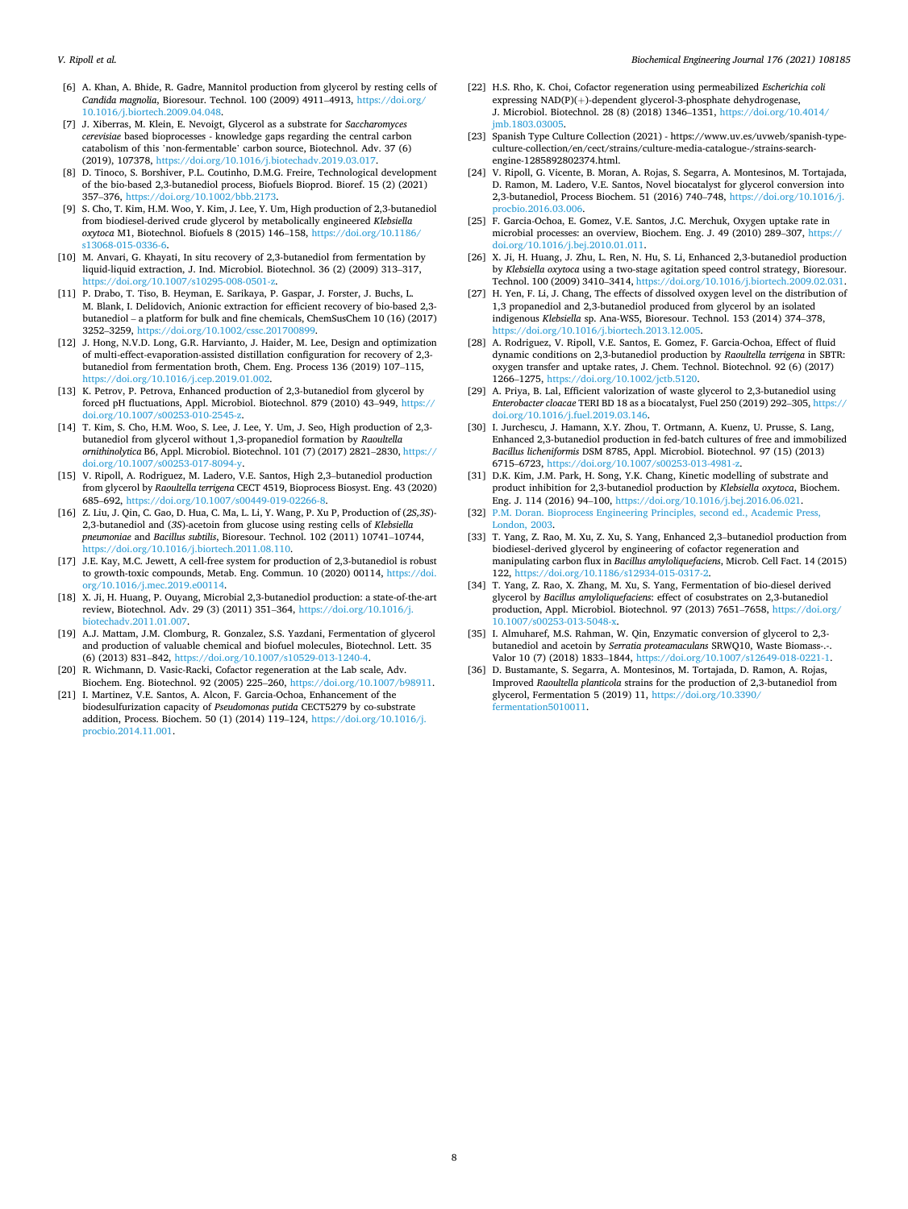[6] A. Khan, A. Bhide, R. Gadre, Mannitol production from glycerol by resting cells of *Candida magnolia*, Bioresour. Technol. 100 (2009) 4911–4913, https://doi.org/10.1016/j.biortech.2009.04.048.

[7] J. Xiberras, M. Klein, E. Nevoigt, Glycerol as a substrate for *Saccharomyces cerevisiae* based bioprocesses - knowledge gaps regarding the central carbon catabolism of this 'non-fermentable' carbon source, Biotechnol. Adv. 37 (6) (2019), 107378, https://doi.org/10.1016/j.biotechadv.2019.03.017.

[8] D. Tinoco, S. Borshiver, P.L. Coutinho, D.M.G. Freire, Technological development of the bio-based 2,3-butanediol process, Biofuels Bioprod. Bioref. 15 (2) (2021) 357–376, https://doi.org/10.1002/bbb.2173.

[9] S. Cho, T. Kim, H.M. Woo, Y. Kim, J. Lee, Y. Um, High production of 2,3-butanediol from biodiesel-derived crude glycerol by metabolically engineered *Klebsiella oxytoca* M1, Biotechnol. Biofuels 8 (2015) 146–158, https://doi.org/10.1186/s13068-015-0336-6.

[10] M. Anvari, G. Khayati, In situ recovery of 2,3-butanediol from fermentation by liquid-liquid extraction, J. Ind. Microbiol. Biotechnol. 36 (2) (2009) 313–317, https://doi.org/10.1007/s10295-008-0501-z.

[11] P. Drabo, T. Tiso, B. Heyman, E. Sarikaya, P. Gaspar, J. Forster, J. Buchs, L. M. Blank, I. Delidovich, Anionic extraction for efficient recovery of bio-based 2,3-butanediol – a platform for bulk and fine chemicals, ChemSusChem 10 (16) (2017) 3252–3259, https://doi.org/10.1002/cssc.201700899.

[12] J. Hong, N.V.D. Long, G.R. Harvianto, J. Haider, M. Lee, Design and optimization of multi-effect-evaporation-assisted distillation configuration for recovery of 2,3-butanediol from fermentation broth, Chem. Eng. Process 136 (2019) 107–115, https://doi.org/10.1016/j.cep.2019.01.002.

[13] K. Petrov, P. Petrova, Enhanced production of 2,3-butanediol from glycerol by forced pH fluctuations, Appl. Microbiol. Biotechnol. 879 (2010) 43–949, https://doi.org/10.1007/s00253-010-2545-z.

[14] T. Kim, S. Cho, H.M. Woo, S. Lee, J. Lee, Y. Um, J. Seo, High production of 2,3-butanediol from glycerol without 1,3-propanediol formation by *Raoultella ornithinolytica* B6, Appl. Microbiol. Biotechnol. 101 (7) (2017) 2821–2830, https://doi.org/10.1007/s00253-017-8094-y.

[15] V. Ripoll, A. Rodriguez, M. Ladero, V.E. Santos, High 2,3–butanediol production from glycerol by *Raoultella terrigena* CECT 4519, Bioprocess Biosyst. Eng. 43 (2020) 685–692, https://doi.org/10.1007/s00449-019-02266-8.

[16] Z. Liu, J. Qin, C. Gao, D. Hua, C. Ma, L. Li, Y. Wang, P. Xu P, Production of (*2S,3S*)-2,3-butanediol and (*3S*)-acetoin from glucose using resting cells of *Klebsiella pneumoniae* and *Bacillus subtilis*, Bioresour. Technol. 102 (2011) 10741–10744, https://doi.org/10.1016/j.biortech.2011.08.110.

[17] J.E. Kay, M.C. Jewett, A cell-free system for production of 2,3-butanediol is robust to growth-toxic compounds, Metab. Eng. Commun. 10 (2020) 00114, https://doi.org/10.1016/j.mec.2019.e00114.

[18] X. Ji, H. Huang, P. Ouyang, Microbial 2,3-butanediol production: a state-of-the-art review, Biotechnol. Adv. 29 (3) (2011) 351–364, https://doi.org/10.1016/j.biotechadv.2011.01.007.

[19] A.J. Mattam, J.M. Clomburg, R. Gonzalez, S.S. Yazdani, Fermentation of glycerol and production of valuable chemical and biofuel molecules, Biotechnol. Lett. 35 (6) (2013) 831–842, https://doi.org/10.1007/s10529-013-1240-4.

[20] R. Wichmann, D. Vasic-Racki, Cofactor regeneration at the Lab scale, Adv. Biochem. Eng. Biotechnol. 92 (2005) 225–260, https://doi.org/10.1007/b98911.

[21] I. Martinez, V.E. Santos, A. Alcon, F. Garcia-Ochoa, Enhancement of the biodesulfurization capacity of *Pseudomonas putida* CECT5279 by co-substrate addition, Process. Biochem. 50 (1) (2014) 119–124, https://doi.org/10.1016/j.procbio.2014.11.001.

[22] H.S. Rho, K. Choi, Cofactor regeneration using permeabilized *Escherichia coli* expressing NAD(P)(+)-dependent glycerol-3-phosphate dehydrogenase, J. Microbiol. Biotechnol. 28 (8) (2018) 1346–1351, https://doi.org/10.4014/jmb.1803.03005.

[23] Spanish Type Culture Collection (2021) - https://www.uv.es/uvweb/spanish-type-culture-collection/en/cect/strains/culture-media-catalogue-/strains-search-engine-1285892802374.html.

[24] V. Ripoll, G. Vicente, B. Moran, A. Rojas, S. Segarra, A. Montesinos, M. Tortajada, D. Ramon, M. Ladero, V.E. Santos, Novel biocatalyst for glycerol conversion into 2,3-butanediol, Process Biochem. 51 (2016) 740–748, https://doi.org/10.1016/j.procbio.2016.03.006.

[25] F. Garcia-Ochoa, E. Gomez, V.E. Santos, J.C. Merchuk, Oxygen uptake rate in microbial processes: an overview, Biochem. Eng. J. 49 (2010) 289–307, https://doi.org/10.1016/j.bej.2010.01.011.

[26] X. Ji, H. Huang, J. Zhu, L. Ren, N. Hu, S. Li, Enhanced 2,3-butanediol production by *Klebsiella oxytoca* using a two-stage agitation speed control strategy, Bioresour. Technol. 100 (2009) 3410–3414, https://doi.org/10.1016/j.biortech.2009.02.031.

[27] H. Yen, F. Li, J. Chang, The effects of dissolved oxygen level on the distribution of 1,3 propanediol and 2,3-butanediol produced from glycerol by an isolated indigenous *Klebsiella* sp. Ana-WS5, Bioresour. Technol. 153 (2014) 374–378, https://doi.org/10.1016/j.biortech.2013.12.005.

[28] A. Rodriguez, V. Ripoll, V.E. Santos, E. Gomez, F. Garcia-Ochoa, Effect of fluid dynamic conditions on 2,3-butanediol production by *Raoultella terrigena* in SBTR: oxygen transfer and uptake rates, J. Chem. Technol. Biotechnol. 92 (6) (2017) 1266–1275, https://doi.org/10.1002/jctb.5120.

[29] A. Priya, B. Lal, Efficient valorization of waste glycerol to 2,3-butanediol using *Enterobacter cloacae* TERI BD 18 as a biocatalyst, Fuel 250 (2019) 292–305, https://doi.org/10.1016/j.fuel.2019.03.146.

[30] I. Jurchescu, J. Hamann, X.Y. Zhou, T. Ortmann, A. Kuenz, U. Prusse, S. Lang, Enhanced 2,3-butanediol production in fed-batch cultures of free and immobilized *Bacillus licheniformis* DSM 8785, Appl. Microbiol. Biotechnol. 97 (15) (2013) 6715–6723, https://doi.org/10.1007/s00253-013-4981-z.

[31] D.K. Kim, J.M. Park, H. Song, Y.K. Chang, Kinetic modelling of substrate and product inhibition for 2,3-butanediol production by *Klebsiella oxytoca*, Biochem. Eng. J. 114 (2016) 94–100, https://doi.org/10.1016/j.bej.2016.06.021.

[32] P.M. Doran. Bioprocess Engineering Principles, second ed., Academic Press, London, 2003.

[33] T. Yang, Z. Rao, M. Xu, Z. Xu, S. Yang, Enhanced 2,3–butanediol production from biodiesel-derived glycerol by engineering of cofactor regeneration and manipulating carbon flux in *Bacillus amyloliquefaciens*, Microb. Cell Fact. 14 (2015) 122, https://doi.org/10.1186/s12934-015-0317-2.

[34] T. Yang, Z. Rao, X. Zhang, M. Xu, S. Yang, Fermentation of bio-diesel derived glycerol by *Bacillus amyloliquefaciens*: effect of cosubstrates on 2,3-butanediol production, Appl. Microbiol. Biotechnol. 97 (2013) 7651–7658, https://doi.org/10.1007/s00253-013-5048-x.

[35] I. Almuharef, M.S. Rahman, W. Qin, Enzymatic conversion of glycerol to 2,3-butanediol and acetoin by *Serratia proteamaculans* SRWQ10, Waste Biomass-.-. Valor 10 (7) (2018) 1833–1844, https://doi.org/10.1007/s12649-018-0221-1.

[36] D. Bustamante, S. Segarra, A. Montesinos, M. Tortajada, D. Ramon, A. Rojas, Improved *Raoultella planticola* strains for the production of 2,3-butanediol from glycerol, Fermentation 5 (2019) 11, https://doi.org/10.3390/fermentation5010011.